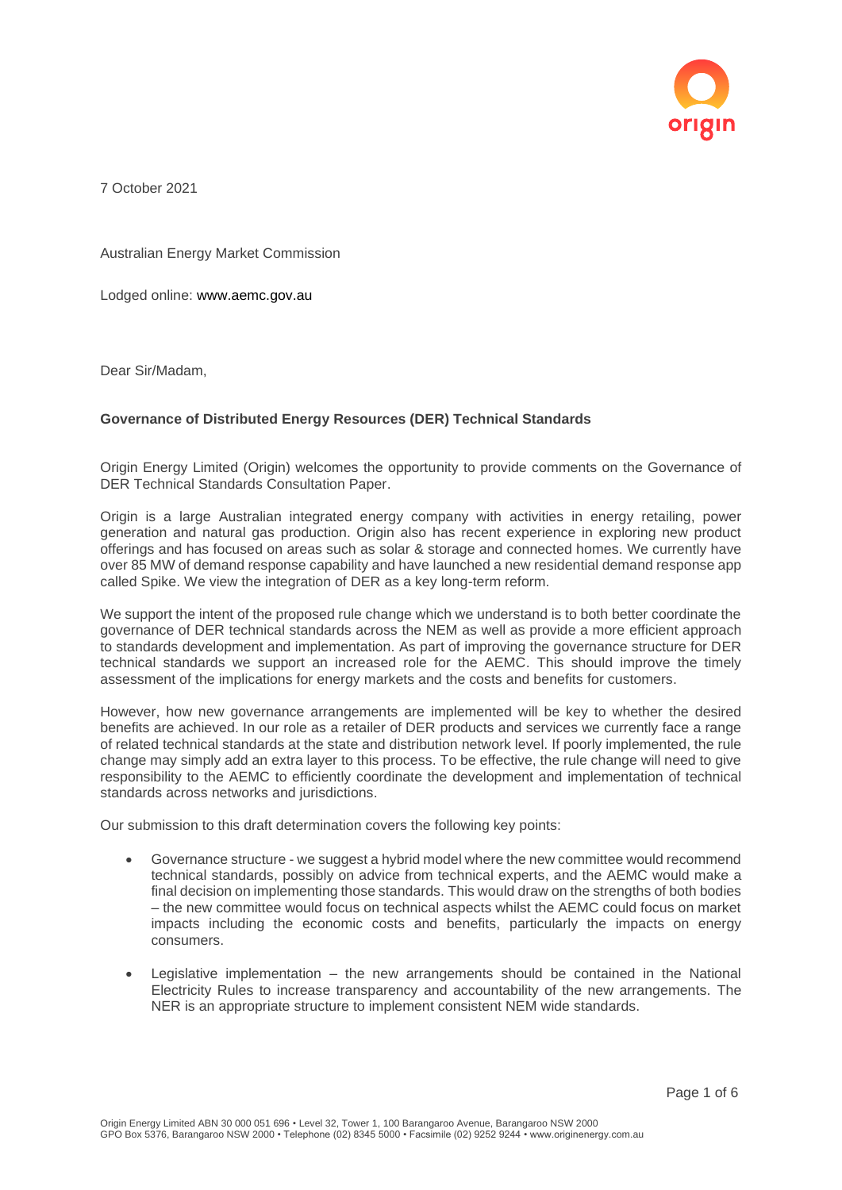7 October 2021

Australian Energy Market Commission

Lodged online: www.aemc.gov.au

Dear Sir/Madam,

**Governance of Distributed Energy Resources (DER) Technical Standards**

Origin Energy Limited (Origin) welcomes the opportunity to provide comments on the Governance of DER Technical Standards Consultation Paper.

Origin is a large Australian integrated energy company with activities in energy retailing, power generation and natural gas production. Origin also has recent experience in exploring new product offerings and has focused on areas such as solar & storage and connected homes. We currently have over 85 MW of demand response capability and have launched a new residential demand response app called Spike. We view the integration of DER as a key long-term reform.

We support the intent of the proposed rule change which we understand is to both better coordinate the governance of DER technical standards across the NEM as well as provide a more efficient approach to standards development and implementation. As part of improving the governance structure for DER technical standards we support an increased role for the AEMC. This should improve the timely assessment of the implications for energy markets and the costs and benefits for customers.

However, how new governance arrangements are implemented will be key to whether the desired benefits are achieved. In our role as a retailer of DER products and services we currently face a range of related technical standards at the state and distribution network level. If poorly implemented, the rule change may simply add an extra layer to this process. To be effective, the rule change will need to give responsibility to the AEMC to efficiently coordinate the development and implementation of technical standards across networks and jurisdictions.

Our submission to this draft determination covers the following key points:

- Governance structure - we suggest a hybrid model where the new committee would recommend technical standards, possibly on advice from technical experts, and the AEMC would make a final decision on implementing those standards. This would draw on the strengths of both bodies – the new committee would focus on technical aspects whilst the AEMC could focus on market impacts including the economic costs and benefits, particularly the impacts on energy consumers.
- Legislative implementation – the new arrangements should be contained in the National Electricity Rules to increase transparency and accountability of the new arrangements. The NER is an appropriate structure to implement consistent NEM wide standards.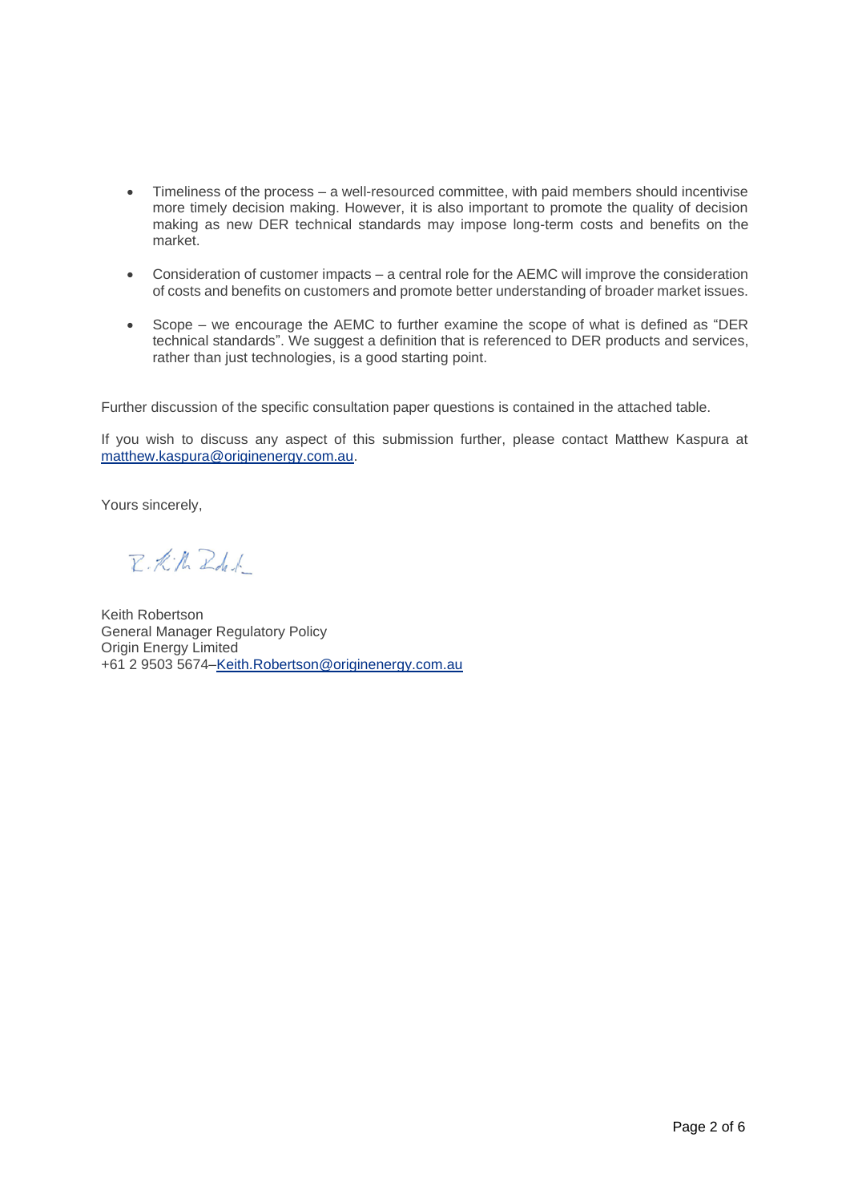- Timeliness of the process – a well-resourced committee, with paid members should incentivise more timely decision making. However, it is also important to promote the quality of decision making as new DER technical standards may impose long-term costs and benefits on the market.
- Consideration of customer impacts – a central role for the AEMC will improve the consideration of costs and benefits on customers and promote better understanding of broader market issues.
- Scope – we encourage the AEMC to further examine the scope of what is defined as "DER technical standards". We suggest a definition that is referenced to DER products and services, rather than just technologies, is a good starting point.

Further discussion of the specific consultation paper questions is contained in the attached table.

If you wish to discuss any aspect of this submission further, please contact Matthew Kaspura at matthew.kaspura@originenergy.com.au.

Yours sincerely,

Keith Robertson
General Manager Regulatory Policy
Origin Energy Limited
+61 2 9503 5674–Keith.Robertson@originenergy.com.au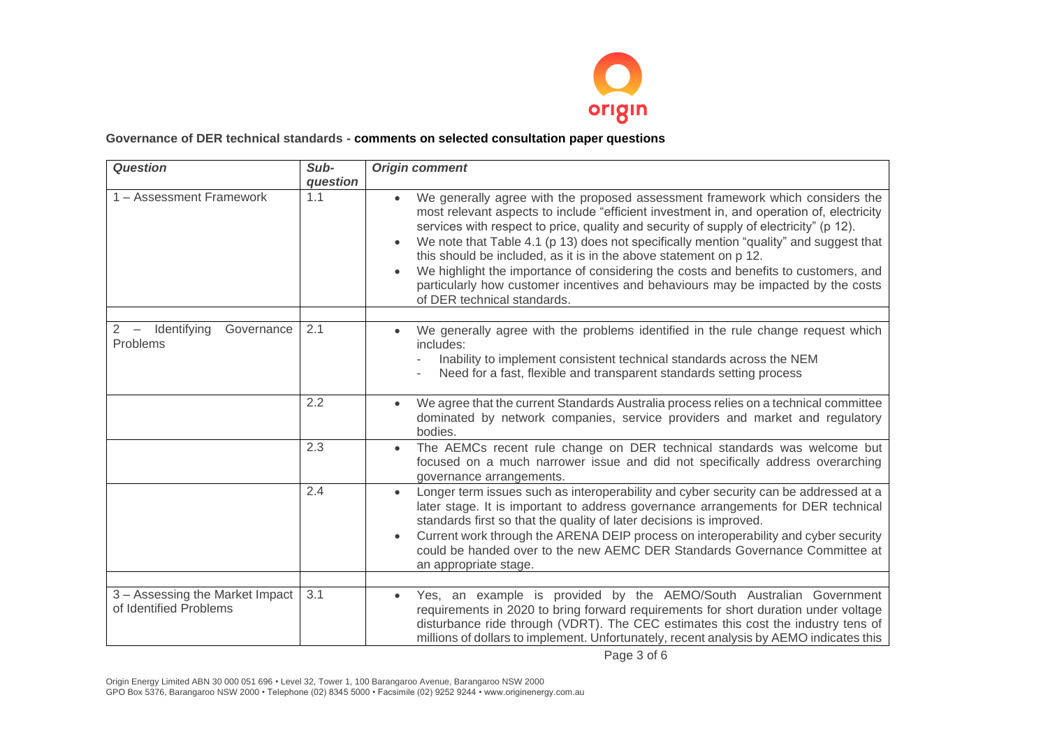**Governance of DER technical standards - comments on selected consultation paper questions**

| *Question* | *Sub-question* | *Origin comment* |
| --- | --- | --- |
| 1 – Assessment Framework | 1.1 | • We generally agree with the proposed assessment framework which considers the most relevant aspects to include "efficient investment in, and operation of, electricity services with respect to price, quality and security of supply of electricity" (p 12).<br>• We note that Table 4.1 (p 13) does not specifically mention "quality" and suggest that this should be included, as it is in the above statement on p 12.<br>• We highlight the importance of considering the costs and benefits to customers, and particularly how customer incentives and behaviours may be impacted by the costs of DER technical standards. |
| | | |
| 2 – Identifying Governance Problems | 2.1 | • We generally agree with the problems identified in the rule change request which includes:<br>- Inability to implement consistent technical standards across the NEM<br>- Need for a fast, flexible and transparent standards setting process |
| | 2.2 | • We agree that the current Standards Australia process relies on a technical committee dominated by network companies, service providers and market and regulatory bodies. |
| | 2.3 | • The AEMCs recent rule change on DER technical standards was welcome but focused on a much narrower issue and did not specifically address overarching governance arrangements. |
| | 2.4 | • Longer term issues such as interoperability and cyber security can be addressed at a later stage. It is important to address governance arrangements for DER technical standards first so that the quality of later decisions is improved.<br>• Current work through the ARENA DEIP process on interoperability and cyber security could be handed over to the new AEMC DER Standards Governance Committee at an appropriate stage. |
| | | |
| 3 – Assessing the Market Impact of Identified Problems | 3.1 | • Yes, an example is provided by the AEMO/South Australian Government requirements in 2020 to bring forward requirements for short duration under voltage disturbance ride through (VDRT). The CEC estimates this cost the industry tens of millions of dollars to implement. Unfortunately, recent analysis by AEMO indicates this |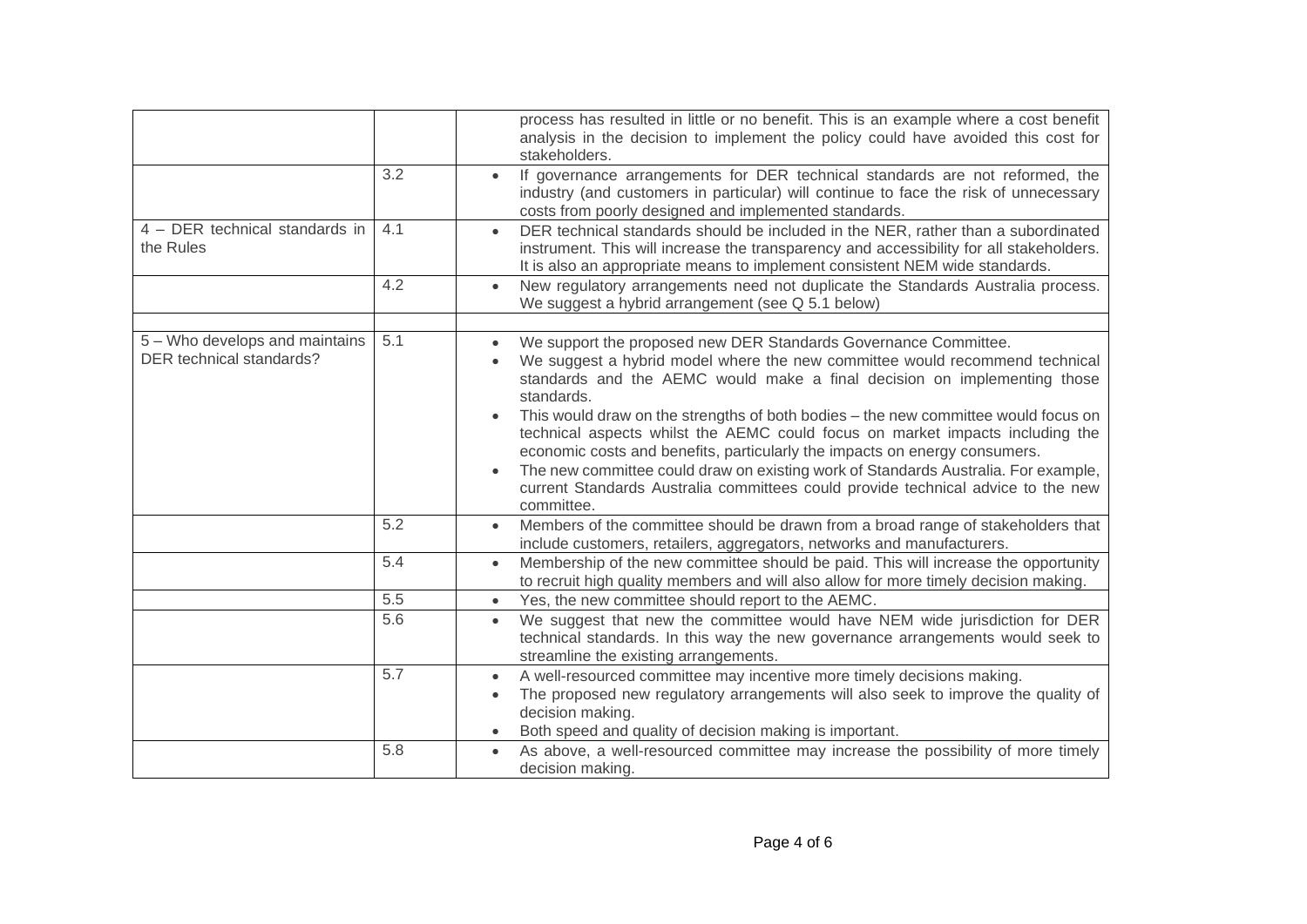| | | |
|---|---|---|
| | | process has resulted in little or no benefit. This is an example where a cost benefit analysis in the decision to implement the policy could have avoided this cost for stakeholders. |
| | 3.2 | • If governance arrangements for DER technical standards are not reformed, the industry (and customers in particular) will continue to face the risk of unnecessary costs from poorly designed and implemented standards. |
| 4 – DER technical standards in the Rules | 4.1 | • DER technical standards should be included in the NER, rather than a subordinated instrument. This will increase the transparency and accessibility for all stakeholders. It is also an appropriate means to implement consistent NEM wide standards. |
| | 4.2 | • New regulatory arrangements need not duplicate the Standards Australia process. We suggest a hybrid arrangement (see Q 5.1 below) |
| | | |
| 5 – Who develops and maintains DER technical standards? | 5.1 | • We support the proposed new DER Standards Governance Committee.<br>• We suggest a hybrid model where the new committee would recommend technical standards and the AEMC would make a final decision on implementing those standards.<br>• This would draw on the strengths of both bodies – the new committee would focus on technical aspects whilst the AEMC could focus on market impacts including the economic costs and benefits, particularly the impacts on energy consumers.<br>• The new committee could draw on existing work of Standards Australia. For example, current Standards Australia committees could provide technical advice to the new committee. |
| | 5.2 | • Members of the committee should be drawn from a broad range of stakeholders that include customers, retailers, aggregators, networks and manufacturers. |
| | 5.4 | • Membership of the new committee should be paid. This will increase the opportunity to recruit high quality members and will also allow for more timely decision making. |
| | 5.5 | • Yes, the new committee should report to the AEMC. |
| | 5.6 | • We suggest that new the committee would have NEM wide jurisdiction for DER technical standards. In this way the new governance arrangements would seek to streamline the existing arrangements. |
| | 5.7 | • A well-resourced committee may incentive more timely decisions making.<br>• The proposed new regulatory arrangements will also seek to improve the quality of decision making.<br>• Both speed and quality of decision making is important. |
| | 5.8 | • As above, a well-resourced committee may increase the possibility of more timely decision making. |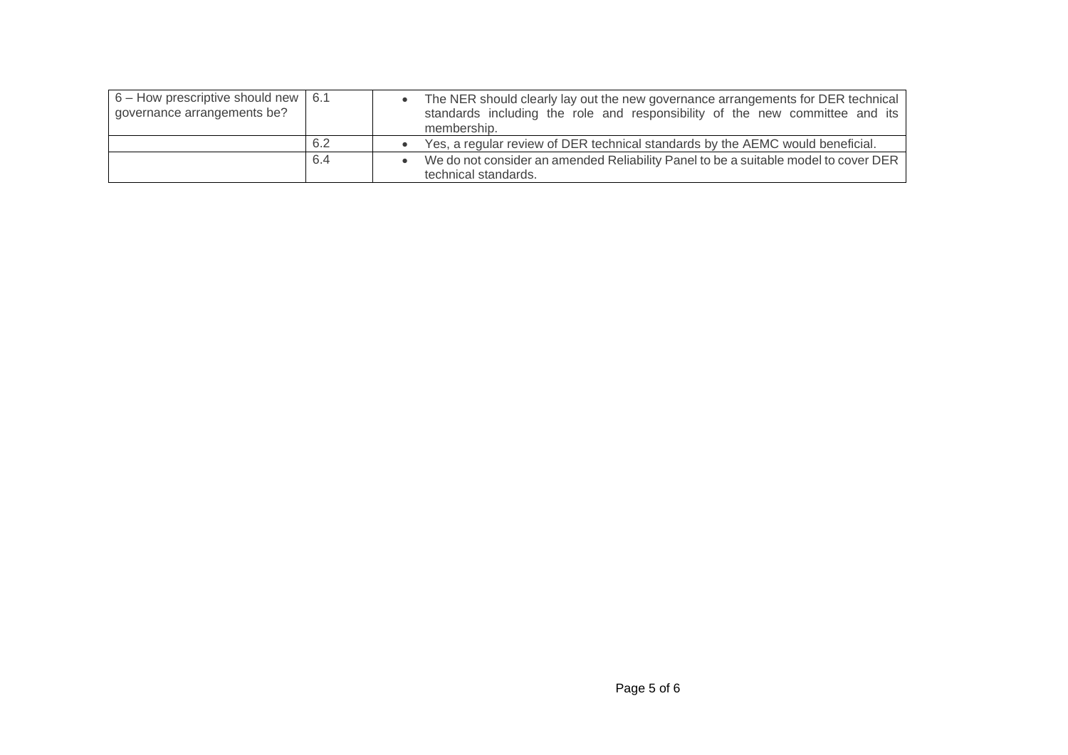| 6 – How prescriptive should new governance arrangements be? | 6.1 | • The NER should clearly lay out the new governance arrangements for DER technical standards including the role and responsibility of the new committee and its membership. |
|---|---|---|
| | 6.2 | • Yes, a regular review of DER technical standards by the AEMC would beneficial. |
| | 6.4 | • We do not consider an amended Reliability Panel to be a suitable model to cover DER technical standards. |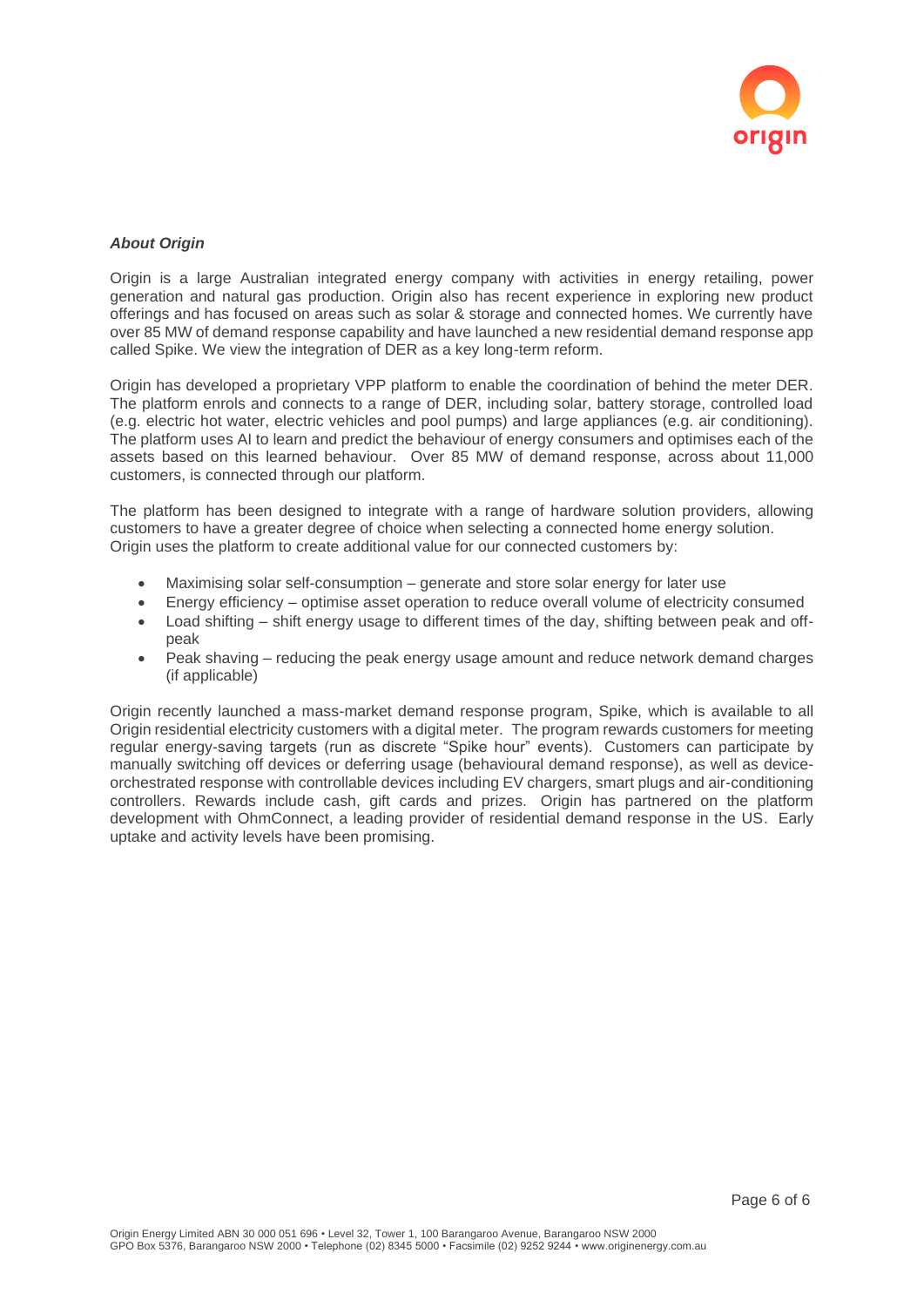***About Origin***

Origin is a large Australian integrated energy company with activities in energy retailing, power generation and natural gas production. Origin also has recent experience in exploring new product offerings and has focused on areas such as solar & storage and connected homes. We currently have over 85 MW of demand response capability and have launched a new residential demand response app called Spike. We view the integration of DER as a key long-term reform.

Origin has developed a proprietary VPP platform to enable the coordination of behind the meter DER. The platform enrols and connects to a range of DER, including solar, battery storage, controlled load (e.g. electric hot water, electric vehicles and pool pumps) and large appliances (e.g. air conditioning). The platform uses AI to learn and predict the behaviour of energy consumers and optimises each of the assets based on this learned behaviour. Over 85 MW of demand response, across about 11,000 customers, is connected through our platform.

The platform has been designed to integrate with a range of hardware solution providers, allowing customers to have a greater degree of choice when selecting a connected home energy solution. Origin uses the platform to create additional value for our connected customers by:

- Maximising solar self-consumption – generate and store solar energy for later use
- Energy efficiency – optimise asset operation to reduce overall volume of electricity consumed
- Load shifting – shift energy usage to different times of the day, shifting between peak and off-peak
- Peak shaving – reducing the peak energy usage amount and reduce network demand charges (if applicable)

Origin recently launched a mass-market demand response program, Spike, which is available to all Origin residential electricity customers with a digital meter. The program rewards customers for meeting regular energy-saving targets (run as discrete "Spike hour" events). Customers can participate by manually switching off devices or deferring usage (behavioural demand response), as well as device-orchestrated response with controllable devices including EV chargers, smart plugs and air-conditioning controllers. Rewards include cash, gift cards and prizes. Origin has partnered on the platform development with OhmConnect, a leading provider of residential demand response in the US. Early uptake and activity levels have been promising.